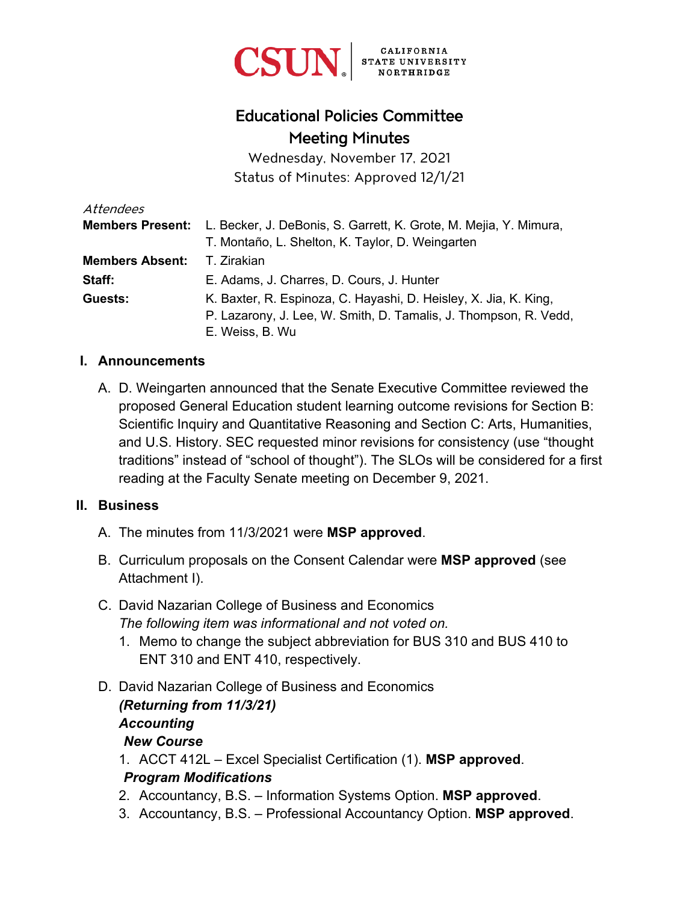CSUN CALIFORNIA STATE UNIVERSITY NORTHRIDGE

# Educational Policies Committee
## Meeting Minutes

Wednesday, November 17, 2021
Status of Minutes: Approved 12/1/21

*Attendees*

**Members Present:** L. Becker, J. DeBonis, S. Garrett, K. Grote, M. Mejia, Y. Mimura, T. Montaño, L. Shelton, K. Taylor, D. Weingarten

**Members Absent:** T. Zirakian

**Staff:** E. Adams, J. Charres, D. Cours, J. Hunter

**Guests:** K. Baxter, R. Espinoza, C. Hayashi, D. Heisley, X. Jia, K. King, P. Lazarony, J. Lee, W. Smith, D. Tamalis, J. Thompson, R. Vedd, E. Weiss, B. Wu

### I. Announcements

A. D. Weingarten announced that the Senate Executive Committee reviewed the proposed General Education student learning outcome revisions for Section B: Scientific Inquiry and Quantitative Reasoning and Section C: Arts, Humanities, and U.S. History. SEC requested minor revisions for consistency (use "thought traditions" instead of "school of thought"). The SLOs will be considered for a first reading at the Faculty Senate meeting on December 9, 2021.

### II. Business

A. The minutes from 11/3/2021 were **MSP approved**.

B. Curriculum proposals on the Consent Calendar were **MSP approved** (see Attachment I).

C. David Nazarian College of Business and Economics
*The following item was informational and not voted on.*
1. Memo to change the subject abbreviation for BUS 310 and BUS 410 to ENT 310 and ENT 410, respectively.

D. David Nazarian College of Business and Economics
***(Returning from 11/3/21)***
***Accounting***
***New Course***
1. ACCT 412L – Excel Specialist Certification (1). **MSP approved**.

***Program Modifications***

2. Accountancy, B.S. – Information Systems Option. **MSP approved**.
3. Accountancy, B.S. – Professional Accountancy Option. **MSP approved**.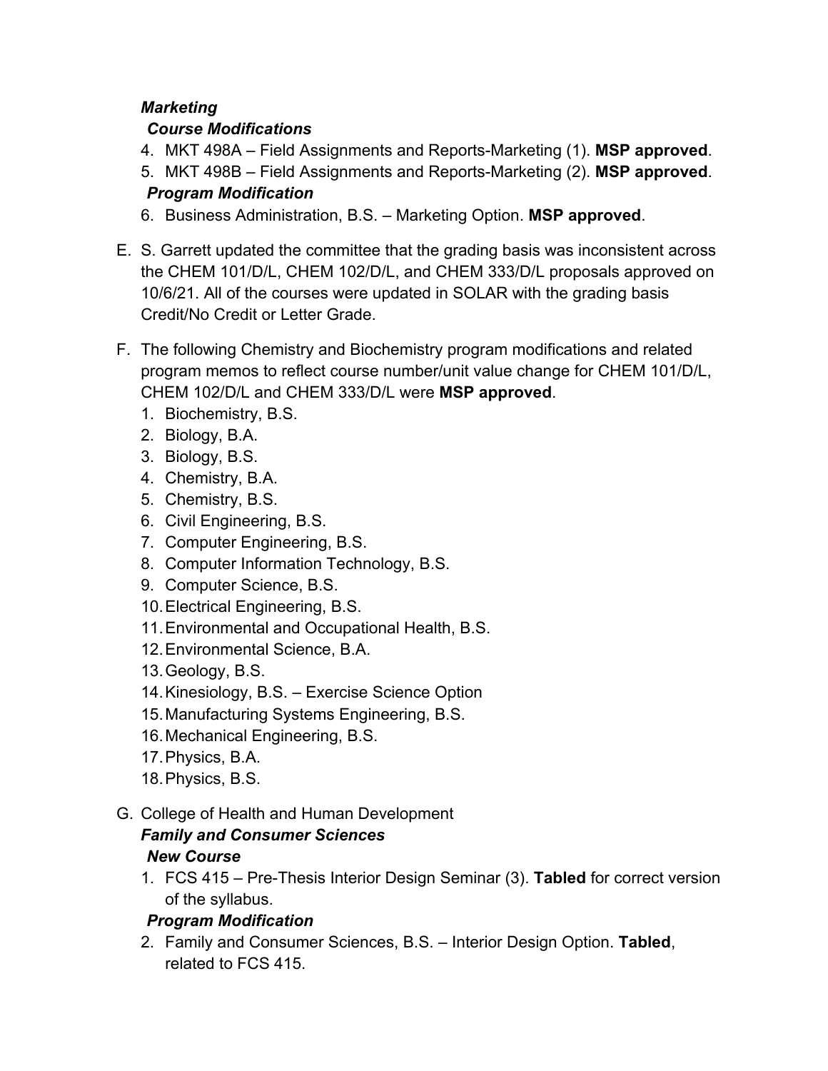*Marketing*

***Course Modifications***

4. MKT 498A – Field Assignments and Reports-Marketing (1). **MSP approved**.
5. MKT 498B – Field Assignments and Reports-Marketing (2). **MSP approved**.

***Program Modification***

6. Business Administration, B.S. – Marketing Option. **MSP approved**.

E. S. Garrett updated the committee that the grading basis was inconsistent across the CHEM 101/D/L, CHEM 102/D/L, and CHEM 333/D/L proposals approved on 10/6/21. All of the courses were updated in SOLAR with the grading basis Credit/No Credit or Letter Grade.

F. The following Chemistry and Biochemistry program modifications and related program memos to reflect course number/unit value change for CHEM 101/D/L, CHEM 102/D/L and CHEM 333/D/L were **MSP approved**.
   1. Biochemistry, B.S.
   2. Biology, B.A.
   3. Biology, B.S.
   4. Chemistry, B.A.
   5. Chemistry, B.S.
   6. Civil Engineering, B.S.
   7. Computer Engineering, B.S.
   8. Computer Information Technology, B.S.
   9. Computer Science, B.S.
   10. Electrical Engineering, B.S.
   11. Environmental and Occupational Health, B.S.
   12. Environmental Science, B.A.
   13. Geology, B.S.
   14. Kinesiology, B.S. – Exercise Science Option
   15. Manufacturing Systems Engineering, B.S.
   16. Mechanical Engineering, B.S.
   17. Physics, B.A.
   18. Physics, B.S.

G. College of Health and Human Development

*Family and Consumer Sciences*

***New Course***

1. FCS 415 – Pre-Thesis Interior Design Seminar (3). **Tabled** for correct version of the syllabus.

***Program Modification***

2. Family and Consumer Sciences, B.S. – Interior Design Option. **Tabled**, related to FCS 415.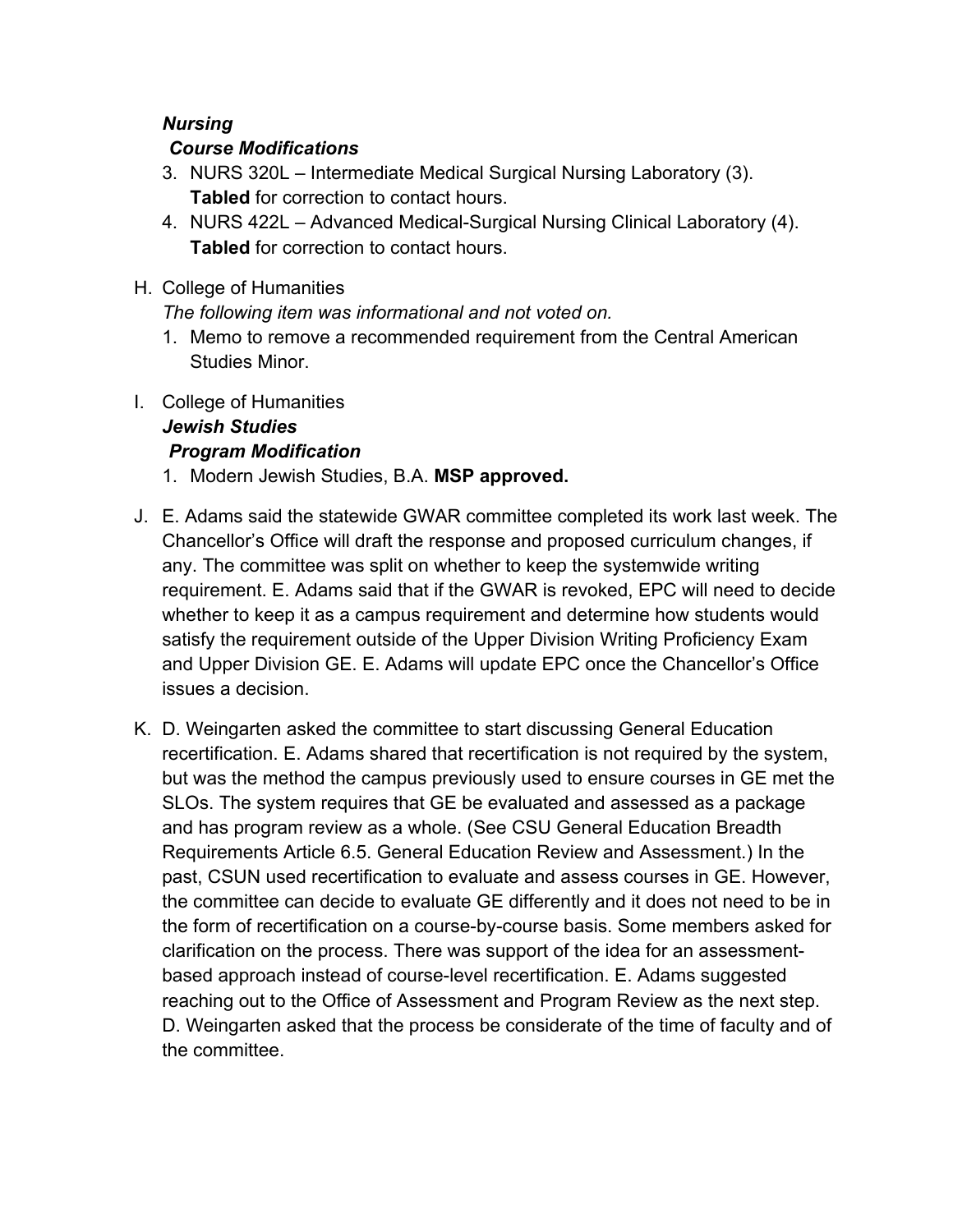***Nursing***

***Course Modifications***

3. NURS 320L – Intermediate Medical Surgical Nursing Laboratory (3). **Tabled** for correction to contact hours.
4. NURS 422L – Advanced Medical-Surgical Nursing Clinical Laboratory (4). **Tabled** for correction to contact hours.

H. College of Humanities

*The following item was informational and not voted on.*

1. Memo to remove a recommended requirement from the Central American Studies Minor.

I. College of Humanities

***Jewish Studies***

***Program Modification***

1. Modern Jewish Studies, B.A. **MSP approved.**

J. E. Adams said the statewide GWAR committee completed its work last week. The Chancellor's Office will draft the response and proposed curriculum changes, if any. The committee was split on whether to keep the systemwide writing requirement. E. Adams said that if the GWAR is revoked, EPC will need to decide whether to keep it as a campus requirement and determine how students would satisfy the requirement outside of the Upper Division Writing Proficiency Exam and Upper Division GE. E. Adams will update EPC once the Chancellor's Office issues a decision.

K. D. Weingarten asked the committee to start discussing General Education recertification. E. Adams shared that recertification is not required by the system, but was the method the campus previously used to ensure courses in GE met the SLOs. The system requires that GE be evaluated and assessed as a package and has program review as a whole. (See CSU General Education Breadth Requirements Article 6.5. General Education Review and Assessment.) In the past, CSUN used recertification to evaluate and assess courses in GE. However, the committee can decide to evaluate GE differently and it does not need to be in the form of recertification on a course-by-course basis. Some members asked for clarification on the process. There was support of the idea for an assessment-based approach instead of course-level recertification. E. Adams suggested reaching out to the Office of Assessment and Program Review as the next step. D. Weingarten asked that the process be considerate of the time of faculty and of the committee.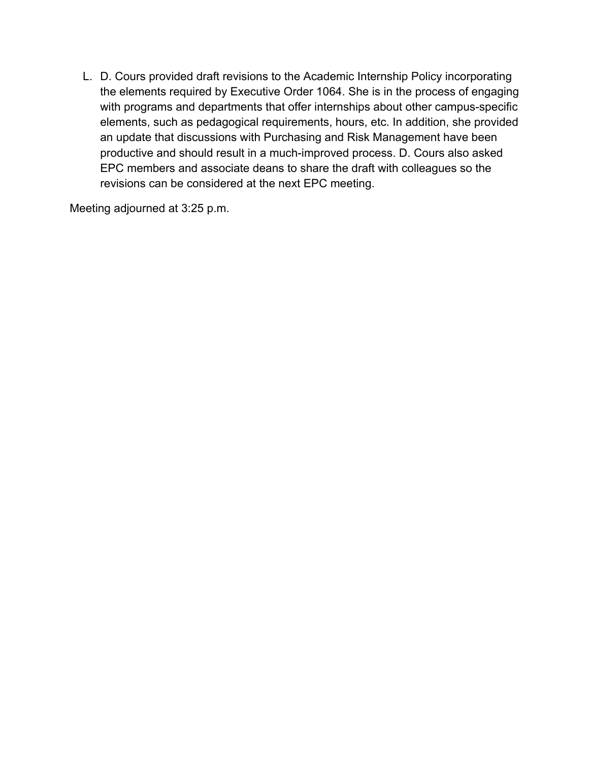L. D. Cours provided draft revisions to the Academic Internship Policy incorporating the elements required by Executive Order 1064. She is in the process of engaging with programs and departments that offer internships about other campus-specific elements, such as pedagogical requirements, hours, etc. In addition, she provided an update that discussions with Purchasing and Risk Management have been productive and should result in a much-improved process. D. Cours also asked EPC members and associate deans to share the draft with colleagues so the revisions can be considered at the next EPC meeting.

Meeting adjourned at 3:25 p.m.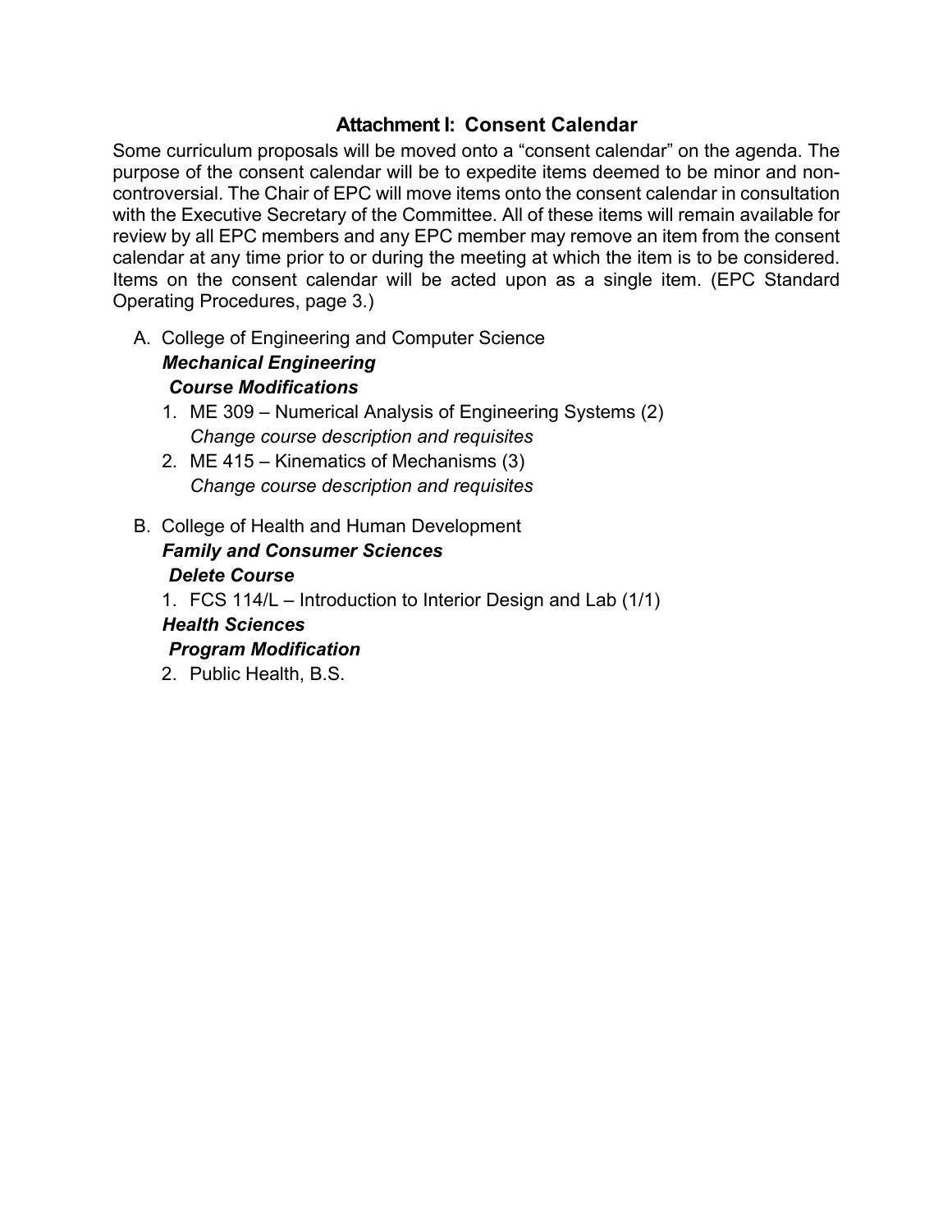## Attachment I: Consent Calendar

Some curriculum proposals will be moved onto a "consent calendar" on the agenda. The purpose of the consent calendar will be to expedite items deemed to be minor and non-controversial. The Chair of EPC will move items onto the consent calendar in consultation with the Executive Secretary of the Committee. All of these items will remain available for review by all EPC members and any EPC member may remove an item from the consent calendar at any time prior to or during the meeting at which the item is to be considered. Items on the consent calendar will be acted upon as a single item. (EPC Standard Operating Procedures, page 3.)

A. College of Engineering and Computer Science

   ***Mechanical Engineering***

   ***Course Modifications***

   1. ME 309 – Numerical Analysis of Engineering Systems (2)
      *Change course description and requisites*
   2. ME 415 – Kinematics of Mechanisms (3)
      *Change course description and requisites*

B. College of Health and Human Development

   ***Family and Consumer Sciences***

   ***Delete Course***

   1. FCS 114/L – Introduction to Interior Design and Lab (1/1)

   ***Health Sciences***

   ***Program Modification***

   2. Public Health, B.S.